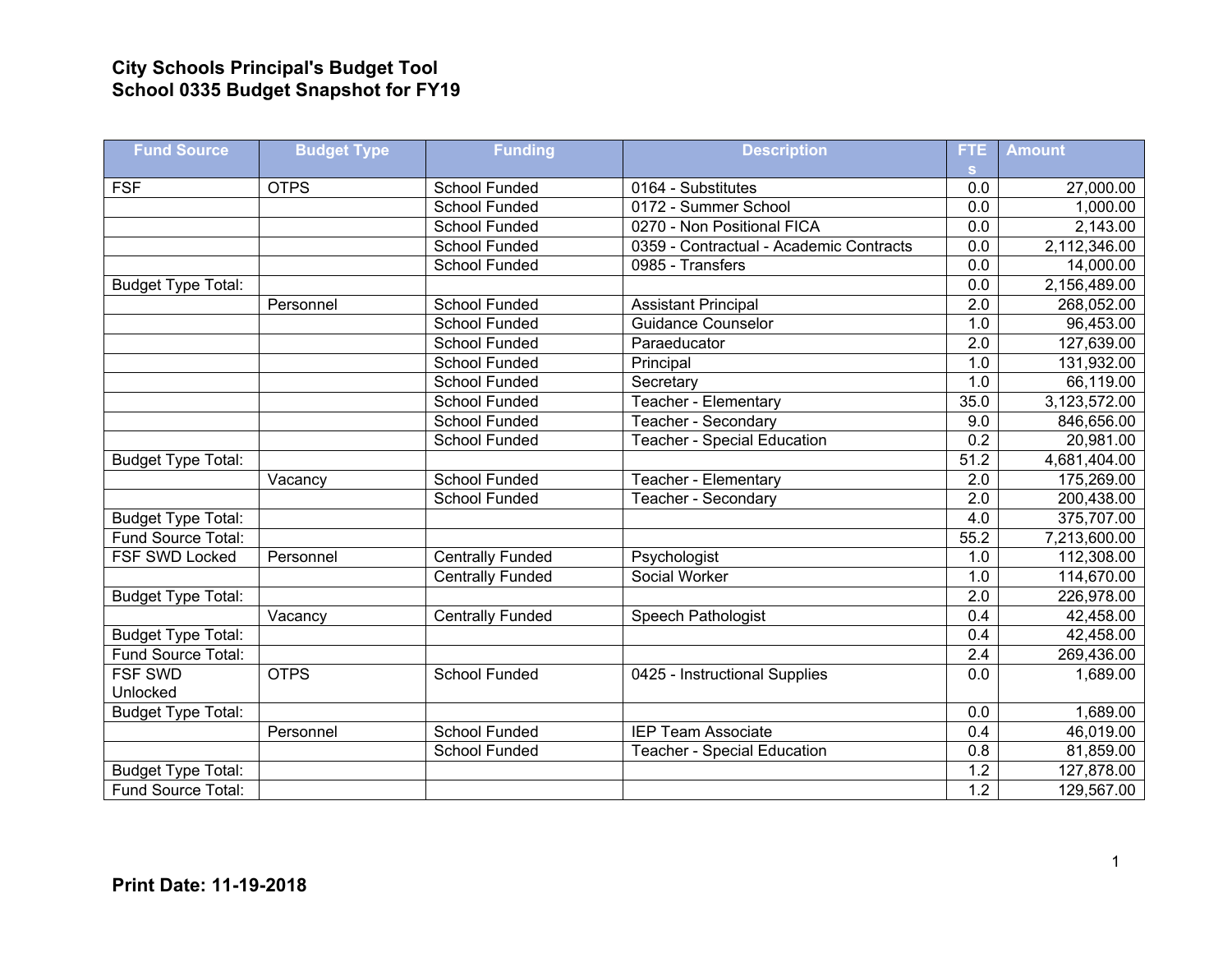**City Schools Principal's Budget Tool**
**School 0335 Budget Snapshot for FY19**

| Fund Source | Budget Type | Funding | Description | FTEs | Amount |
|---|---|---|---|---|---|
| FSF | OTPS | School Funded | 0164 - Substitutes | 0.0 | 27,000.00 |
| | | School Funded | 0172 - Summer School | 0.0 | 1,000.00 |
| | | School Funded | 0270 - Non Positional FICA | 0.0 | 2,143.00 |
| | | School Funded | 0359 - Contractual - Academic Contracts | 0.0 | 2,112,346.00 |
| | | School Funded | 0985 - Transfers | 0.0 | 14,000.00 |
| Budget Type Total: | | | | 0.0 | 2,156,489.00 |
| | Personnel | School Funded | Assistant Principal | 2.0 | 268,052.00 |
| | | School Funded | Guidance Counselor | 1.0 | 96,453.00 |
| | | School Funded | Paraeducator | 2.0 | 127,639.00 |
| | | School Funded | Principal | 1.0 | 131,932.00 |
| | | School Funded | Secretary | 1.0 | 66,119.00 |
| | | School Funded | Teacher - Elementary | 35.0 | 3,123,572.00 |
| | | School Funded | Teacher - Secondary | 9.0 | 846,656.00 |
| | | School Funded | Teacher - Special Education | 0.2 | 20,981.00 |
| Budget Type Total: | | | | 51.2 | 4,681,404.00 |
| | Vacancy | School Funded | Teacher - Elementary | 2.0 | 175,269.00 |
| | | School Funded | Teacher - Secondary | 2.0 | 200,438.00 |
| Budget Type Total: | | | | 4.0 | 375,707.00 |
| Fund Source Total: | | | | 55.2 | 7,213,600.00 |
| FSF SWD Locked | Personnel | Centrally Funded | Psychologist | 1.0 | 112,308.00 |
| | | Centrally Funded | Social Worker | 1.0 | 114,670.00 |
| Budget Type Total: | | | | 2.0 | 226,978.00 |
| | Vacancy | Centrally Funded | Speech Pathologist | 0.4 | 42,458.00 |
| Budget Type Total: | | | | 0.4 | 42,458.00 |
| Fund Source Total: | | | | 2.4 | 269,436.00 |
| FSF SWD Unlocked | OTPS | School Funded | 0425 - Instructional Supplies | 0.0 | 1,689.00 |
| Budget Type Total: | | | | 0.0 | 1,689.00 |
| | Personnel | School Funded | IEP Team Associate | 0.4 | 46,019.00 |
| | | School Funded | Teacher - Special Education | 0.8 | 81,859.00 |
| Budget Type Total: | | | | 1.2 | 127,878.00 |
| Fund Source Total: | | | | 1.2 | 129,567.00 |

**Print Date: 11-19-2018**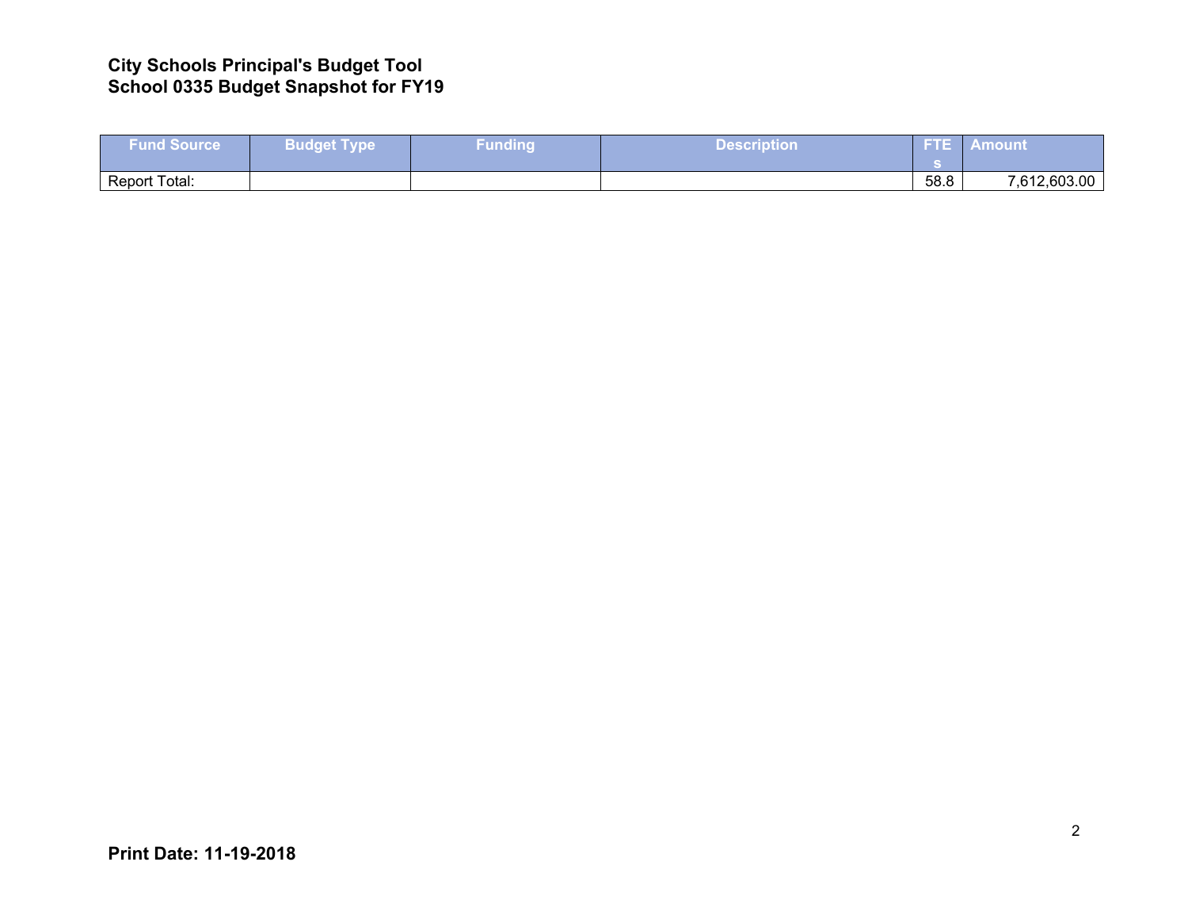**City Schools Principal's Budget Tool**
**School 0335 Budget Snapshot for FY19**

| Fund Source | Budget Type | Funding | Description | FTEs | Amount |
|---|---|---|---|---|---|
| Report Total: | | | | 58.8 | 7,612,603.00 |

**Print Date: 11-19-2018**